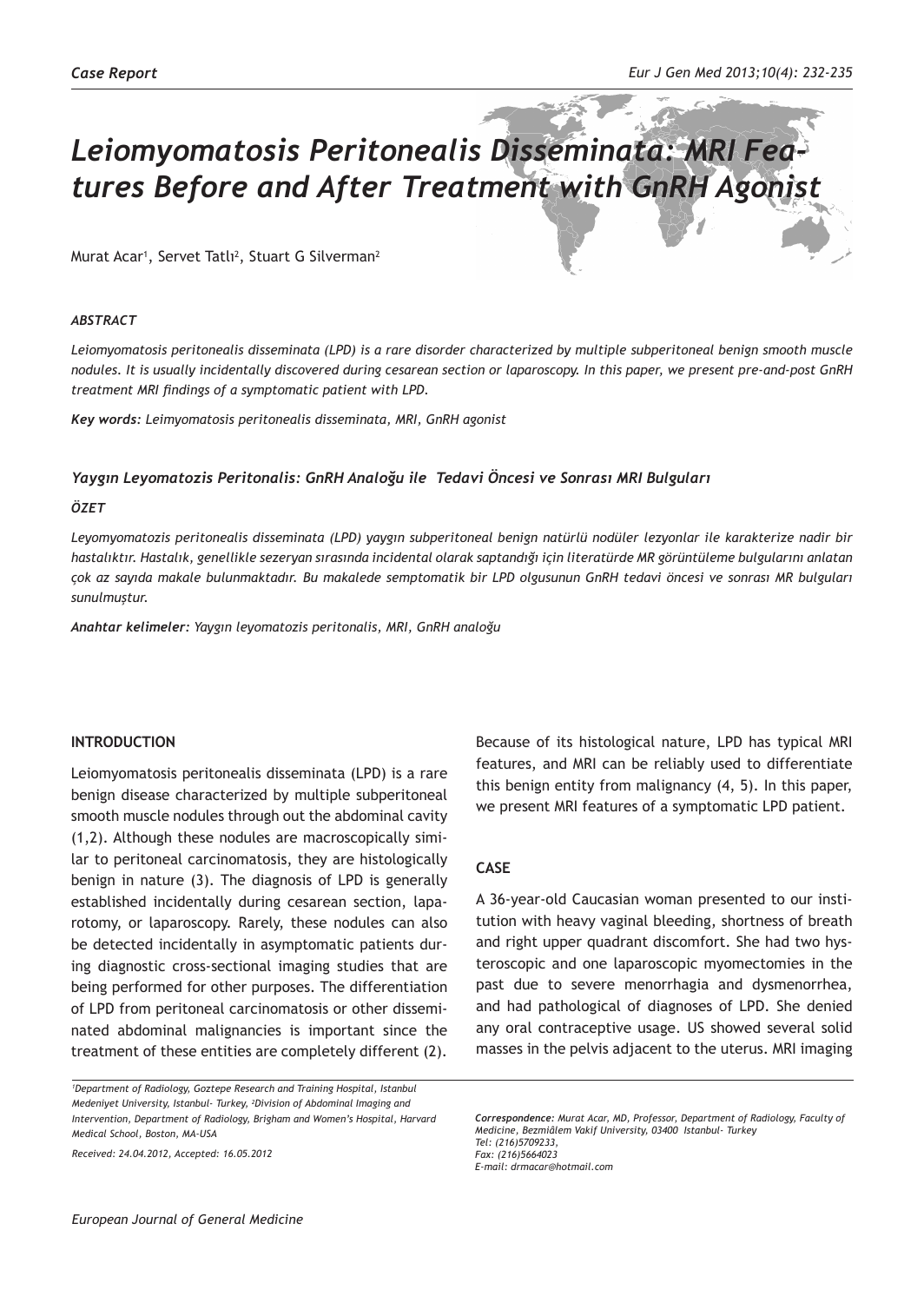*Case Report*

# *Leiomyomatosis Peritonealis Disseminata: MRI Features Before and After Treatment with GnRH Agonist*

Murat Acar[1], Servet Tatlı[2], Stuart G Silverman[2]

### *ABSTRACT*

*Leiomyomatosis peritonealis disseminata (LPD) is a rare disorder characterized by multiple subperitoneal benign smooth muscle nodules. It is usually incidentally discovered during cesarean section or laparoscopy. In this paper, we present pre-and-post GnRH treatment MRI findings of a symptomatic patient with LPD.*

***Key words:** Leimyomatosis peritonealis disseminata, MRI, GnRH agonist*

### *Yaygın Leyomatozis Peritonalis: GnRH Analoğu ile Tedavi Öncesi ve Sonrası MRI Bulguları*

### *ÖZET*

*Leyomyomatozis peritonealis disseminata (LPD) yaygın subperitoneal benign natürlü nodüler lezyonlar ile karakterize nadir bir hastalıktır. Hastalık, genellikle sezeryan sırasında incidental olarak saptandığı için literatürde MR görüntüleme bulgularını anlatan çok az sayıda makale bulunmaktadır. Bu makalede semptomatik bir LPD olgusunun GnRH tedavi öncesi ve sonrası MR bulguları sunulmuştur.*

***Anahtar kelimeler:** Yaygın leyomatozis peritonalis, MRI, GnRH analoğu*

## INTRODUCTION

Leiomyomatosis peritonealis disseminata (LPD) is a rare benign disease characterized by multiple subperitoneal smooth muscle nodules through out the abdominal cavity (1,2). Although these nodules are macroscopically similar to peritoneal carcinomatosis, they are histologically benign in nature (3). The diagnosis of LPD is generally established incidentally during cesarean section, laparotomy, or laparoscopy. Rarely, these nodules can also be detected incidentally in asymptomatic patients during diagnostic cross-sectional imaging studies that are being performed for other purposes. The differentiation of LPD from peritoneal carcinomatosis or other disseminated abdominal malignancies is important since the treatment of these entities are completely different (2).

Because of its histological nature, LPD has typical MRI features, and MRI can be reliably used to differentiate this benign entity from malignancy (4, 5). In this paper, we present MRI features of a symptomatic LPD patient.

## CASE

A 36-year-old Caucasian woman presented to our institution with heavy vaginal bleeding, shortness of breath and right upper quadrant discomfort. She had two hysteroscopic and one laparoscopic myomectomies in the past due to severe menorrhagia and dysmenorrhea, and had pathological of diagnoses of LPD. She denied any oral contraceptive usage. US showed several solid masses in the pelvis adjacent to the uterus. MRI imaging

*[1]Department of Radiology, Goztepe Research and Training Hospital, Istanbul Medeniyet University, Istanbul- Turkey, [2]Division of Abdominal Imaging and Intervention, Department of Radiology, Brigham and Women's Hospital, Harvard Medical School, Boston, MA-USA*

*Received: 24.04.2012, Accepted: 16.05.2012*

***Correspondence:** Murat Acar, MD, Professor, Department of Radiology, Faculty of Medicine, Bezmiâlem Vakif University, 03400 Istanbul- Turkey*
*Tel: (216)5709233,*
*Fax: (216)5664023*
*E-mail: drmacar@hotmail.com*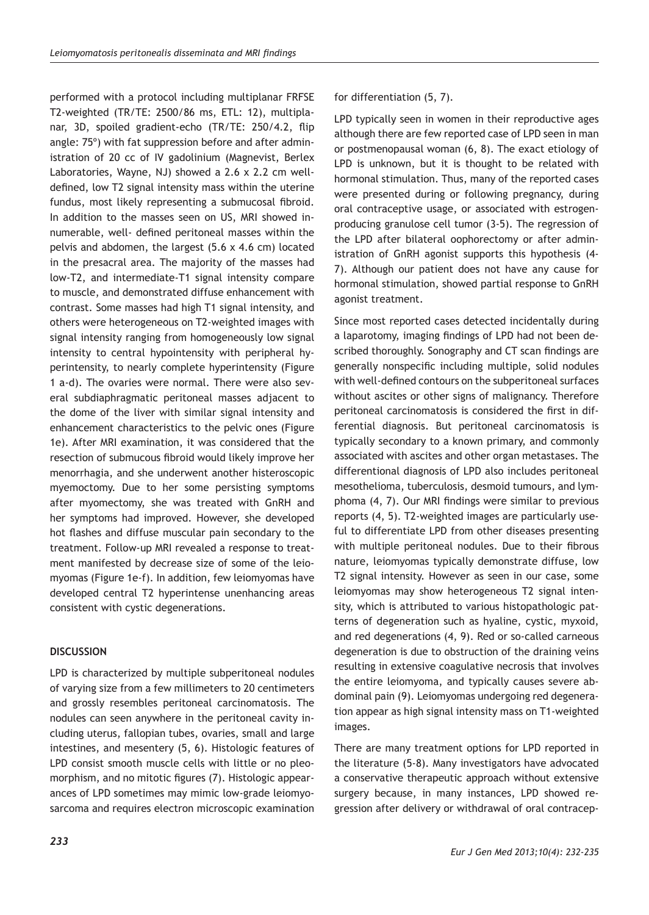performed with a protocol including multiplanar FRFSE T2-weighted (TR/TE: 2500/86 ms, ETL: 12), multiplanar, 3D, spoiled gradient-echo (TR/TE: 250/4.2, flip angle: 75º) with fat suppression before and after administration of 20 cc of IV gadolinium (Magnevist, Berlex Laboratories, Wayne, NJ) showed a 2.6 x 2.2 cm well-defined, low T2 signal intensity mass within the uterine fundus, most likely representing a submucosal fibroid. In addition to the masses seen on US, MRI showed innumerable, well- defined peritoneal masses within the pelvis and abdomen, the largest (5.6 x 4.6 cm) located in the presacral area. The majority of the masses had low-T2, and intermediate-T1 signal intensity compare to muscle, and demonstrated diffuse enhancement with contrast. Some masses had high T1 signal intensity, and others were heterogeneous on T2-weighted images with signal intensity ranging from homogeneously low signal intensity to central hypointensity with peripheral hyperintensity, to nearly complete hyperintensity (Figure 1 a-d). The ovaries were normal. There were also several subdiaphragmatic peritoneal masses adjacent to the dome of the liver with similar signal intensity and enhancement characteristics to the pelvic ones (Figure 1e). After MRI examination, it was considered that the resection of submucous fibroid would likely improve her menorrhagia, and she underwent another histeroscopic myemoctomy. Due to her some persisting symptoms after myomectomy, she was treated with GnRH and her symptoms had improved. However, she developed hot flashes and diffuse muscular pain secondary to the treatment. Follow-up MRI revealed a response to treatment manifested by decrease size of some of the leiomyomas (Figure 1e-f). In addition, few leiomyomas have developed central T2 hyperintense unenhancing areas consistent with cystic degenerations.

## DISCUSSION

LPD is characterized by multiple subperitoneal nodules of varying size from a few millimeters to 20 centimeters and grossly resembles peritoneal carcinomatosis. The nodules can seen anywhere in the peritoneal cavity including uterus, fallopian tubes, ovaries, small and large intestines, and mesentery (5, 6). Histologic features of LPD consist smooth muscle cells with little or no pleomorphism, and no mitotic figures (7). Histologic appearances of LPD sometimes may mimic low-grade leiomyosarcoma and requires electron microscopic examination for differentiation (5, 7).

LPD typically seen in women in their reproductive ages although there are few reported case of LPD seen in man or postmenopausal woman (6, 8). The exact etiology of LPD is unknown, but it is thought to be related with hormonal stimulation. Thus, many of the reported cases were presented during or following pregnancy, during oral contraceptive usage, or associated with estrogen-producing granulose cell tumor (3-5). The regression of the LPD after bilateral oophorectomy or after administration of GnRH agonist supports this hypothesis (4-7). Although our patient does not have any cause for hormonal stimulation, showed partial response to GnRH agonist treatment.

Since most reported cases detected incidentally during a laparotomy, imaging findings of LPD had not been described thoroughly. Sonography and CT scan findings are generally nonspecific including multiple, solid nodules with well-defined contours on the subperitoneal surfaces without ascites or other signs of malignancy. Therefore peritoneal carcinomatosis is considered the first in differential diagnosis. But peritoneal carcinomatosis is typically secondary to a known primary, and commonly associated with ascites and other organ metastases. The differentional diagnosis of LPD also includes peritoneal mesothelioma, tuberculosis, desmoid tumours, and lymphoma (4, 7). Our MRI findings were similar to previous reports (4, 5). T2-weighted images are particularly useful to differentiate LPD from other diseases presenting with multiple peritoneal nodules. Due to their fibrous nature, leiomyomas typically demonstrate diffuse, low T2 signal intensity. However as seen in our case, some leiomyomas may show heterogeneous T2 signal intensity, which is attributed to various histopathologic patterns of degeneration such as hyaline, cystic, myxoid, and red degenerations (4, 9). Red or so-called carneous degeneration is due to obstruction of the draining veins resulting in extensive coagulative necrosis that involves the entire leiomyoma, and typically causes severe abdominal pain (9). Leiomyomas undergoing red degeneration appear as high signal intensity mass on T1-weighted images.

There are many treatment options for LPD reported in the literature (5-8). Many investigators have advocated a conservative therapeutic approach without extensive surgery because, in many instances, LPD showed regression after delivery or withdrawal of oral contracep-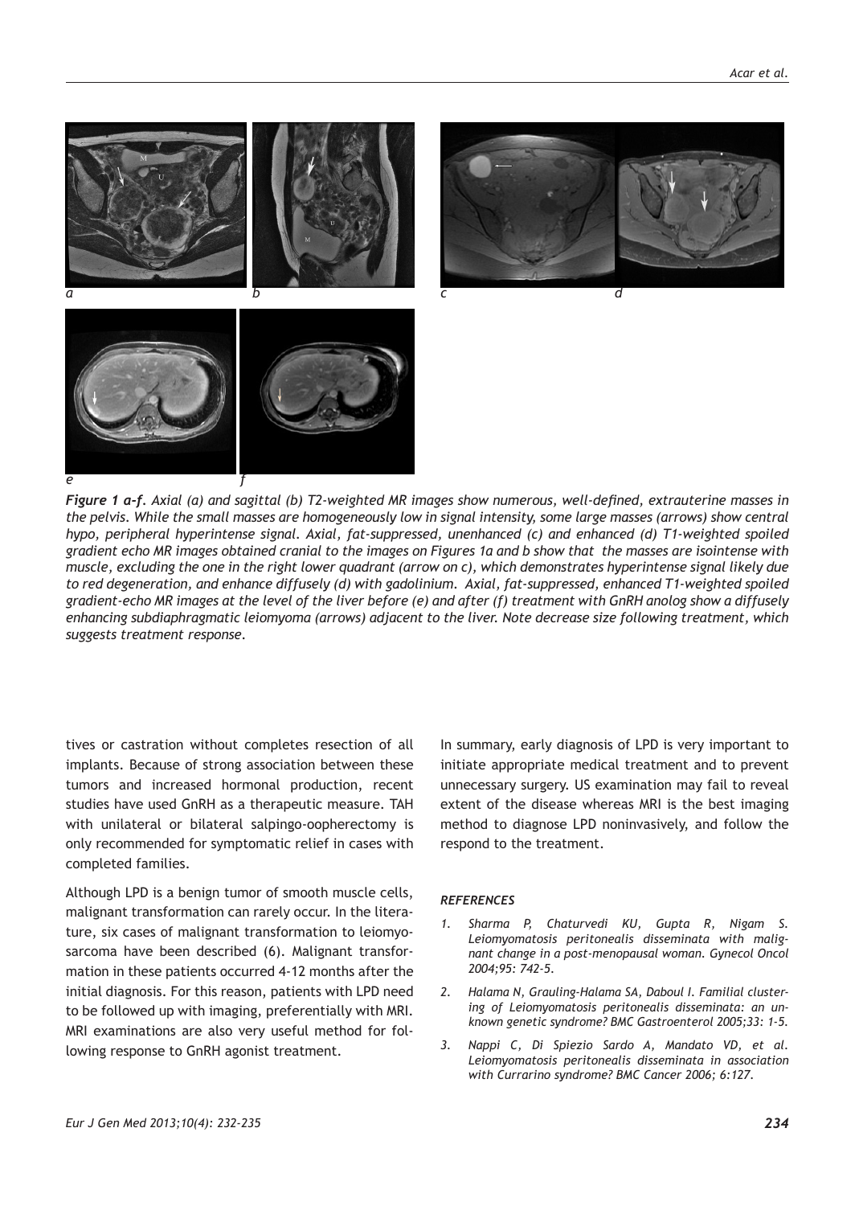*Figure 1 a-f. Axial (a) and sagittal (b) T2-weighted MR images show numerous, well-defined, extrauterine masses in the pelvis. While the small masses are homogeneously low in signal intensity, some large masses (arrows) show central hypo, peripheral hyperintense signal. Axial, fat-suppressed, unenhanced (c) and enhanced (d) T1-weighted spoiled gradient echo MR images obtained cranial to the images on Figures 1a and b show that the masses are isointense with muscle, excluding the one in the right lower quadrant (arrow on c), which demonstrates hyperintense signal likely due to red degeneration, and enhance diffusely (d) with gadolinium. Axial, fat-suppressed, enhanced T1-weighted spoiled gradient-echo MR images at the level of the liver before (e) and after (f) treatment with GnRH anolog show a diffusely enhancing subdiaphragmatic leiomyoma (arrows) adjacent to the liver. Note decrease size following treatment, which suggests treatment response.*

tives or castration without completes resection of all implants. Because of strong association between these tumors and increased hormonal production, recent studies have used GnRH as a therapeutic measure. TAH with unilateral or bilateral salpingo-oopherectomy is only recommended for symptomatic relief in cases with completed families.

Although LPD is a benign tumor of smooth muscle cells, malignant transformation can rarely occur. In the literature, six cases of malignant transformation to leiomyosarcoma have been described (6). Malignant transformation in these patients occurred 4-12 months after the initial diagnosis. For this reason, patients with LPD need to be followed up with imaging, preferentially with MRI. MRI examinations are also very useful method for following response to GnRH agonist treatment.

In summary, early diagnosis of LPD is very important to initiate appropriate medical treatment and to prevent unnecessary surgery. US examination may fail to reveal extent of the disease whereas MRI is the best imaging method to diagnose LPD noninvasively, and follow the respond to the treatment.

### REFERENCES

1. Sharma P, Chaturvedi KU, Gupta R, Nigam S. Leiomyomatosis peritonealis disseminata with malignant change in a post-menopausal woman. Gynecol Oncol 2004;95: 742-5.
2. Halama N, Grauling-Halama SA, Daboul I. Familial clustering of Leiomyomatosis peritonealis disseminata: an unknown genetic syndrome? BMC Gastroenterol 2005;33: 1-5.
3. Nappi C, Di Spiezio Sardo A, Mandato VD, et al. Leiomyomatosis peritonealis disseminata in association with Currarino syndrome? BMC Cancer 2006; 6:127.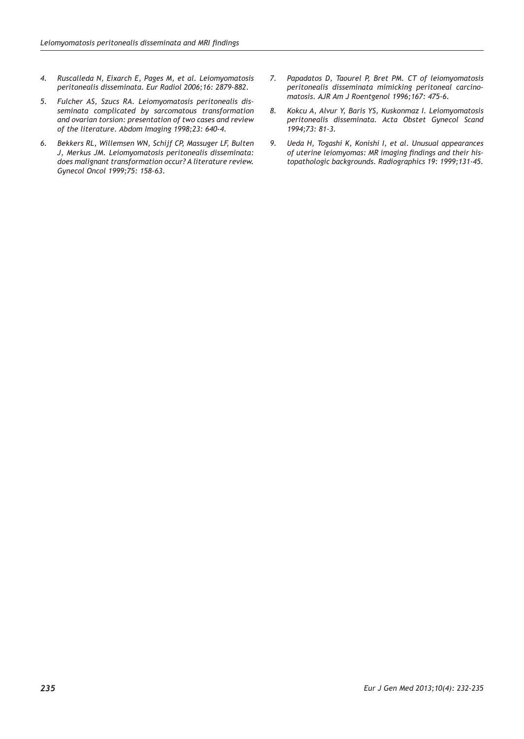4. Ruscalleda N, Eixarch E, Pages M, et al. Leiomyomatosis peritonealis disseminata. Eur Radiol 2006;16: 2879-882.
5. Fulcher AS, Szucs RA. Leiomyomatosis peritonealis disseminata complicated by sarcomatous transformation and ovarian torsion: presentation of two cases and review of the literature. Abdom Imaging 1998;23: 640-4.
6. Bekkers RL, Willemsen WN, Schijf CP, Massuger LF, Bulten J, Merkus JM. Leiomyomatosis peritonealis disseminata: does malignant transformation occur? A literature review. Gynecol Oncol 1999;75: 158-63.
7. Papadatos D, Taourel P, Bret PM. CT of leiomyomatosis peritonealis disseminata mimicking peritoneal carcinomatosis. AJR Am J Roentgenol 1996;167: 475-6.
8. Kokcu A, Alvur Y, Baris YS, Kuskonmaz I. Leiomyomatosis peritonealis disseminata. Acta Obstet Gynecol Scand 1994;73: 81-3.
9. Ueda H, Togashi K, Konishi I, et al. Unusual appearances of uterine leiomyomas: MR imaging findings and their histopathologic backgrounds. Radiographics 19: 1999;131-45.